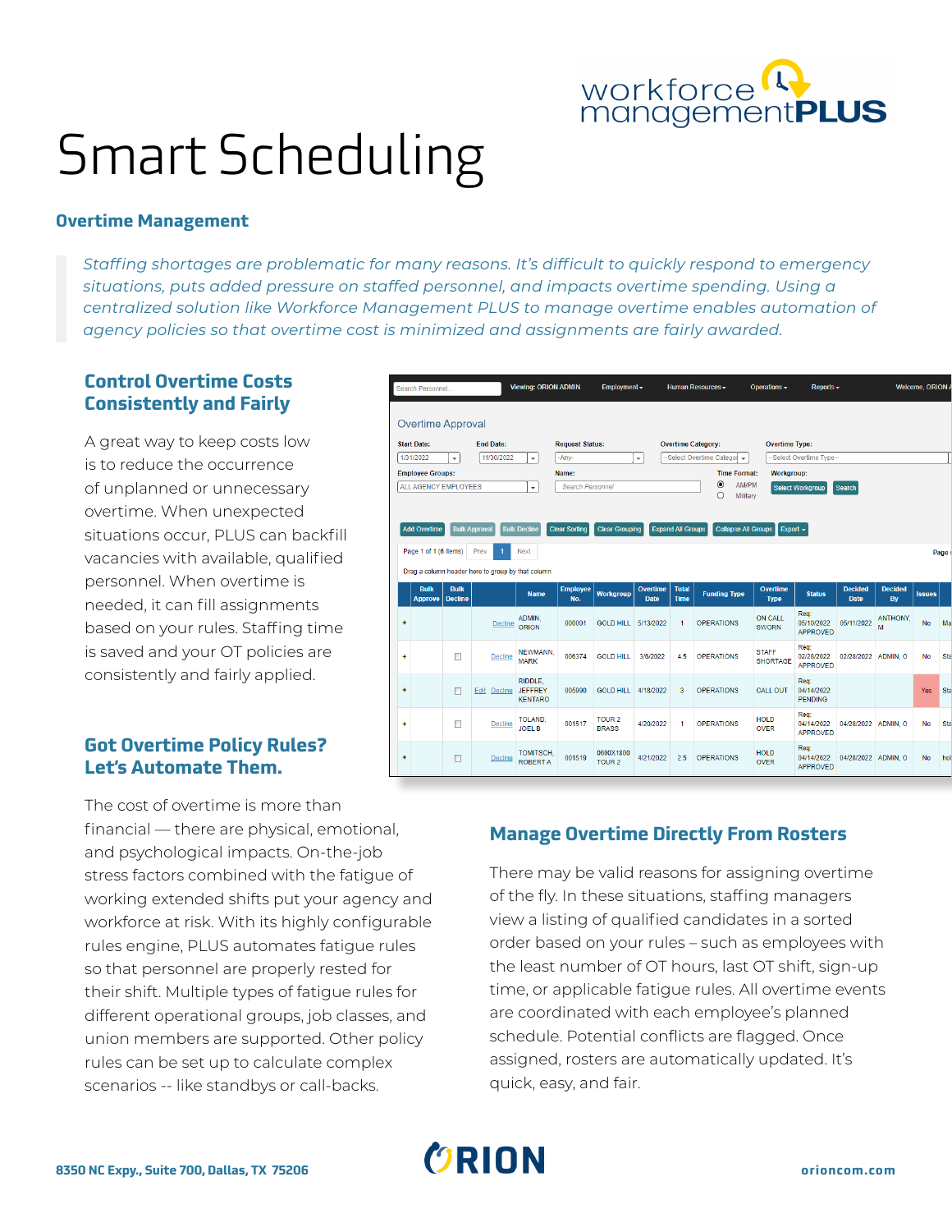# Smart Scheduling

## Overtime Management

*Staffing shortages are problematic for many reasons. It's difficult to quickly respond to emergency situations, puts added pressure on staffed personnel, and impacts overtime spending. Using a centralized solution like Workforce Management PLUS to manage overtime enables automation of agency policies so that overtime cost is minimized and assignments are fairly awarded.*

### Control Overtime Costs Consistently and Fairly

A great way to keep costs low is to reduce the occurrence of unplanned or unnecessary overtime. When unexpected situations occur, PLUS can backfill vacancies with available, qualified personnel. When overtime is needed, it can fill assignments based on your rules. Staffing time is saved and your OT policies are consistently and fairly applied.

### Got Overtime Policy Rules? Let's Automate Them.

The cost of overtime is more than financial — there are physical, emotional, and psychological impacts. On-the-job stress factors combined with the fatigue of working extended shifts put your agency and workforce at risk. With its highly configurable rules engine, PLUS automates fatigue rules so that personnel are properly rested for their shift. Multiple types of fatigue rules for different operational groups, job classes, and union members are supported. Other policy rules can be set up to calculate complex scenarios -- like standbys or call-backs.

### Manage Overtime Directly From Rosters

There may be valid reasons for assigning overtime of the fly. In these situations, staffing managers view a listing of qualified candidates in a sorted order based on your rules – such as employees with the least number of OT hours, last OT shift, sign-up time, or applicable fatigue rules. All overtime events are coordinated with each employee's planned schedule. Potential conflicts are flagged. Once assigned, rosters are automatically updated. It's quick, easy, and fair.

8350 NC Expy., Suite 700, Dallas, TX 75206

orioncom.com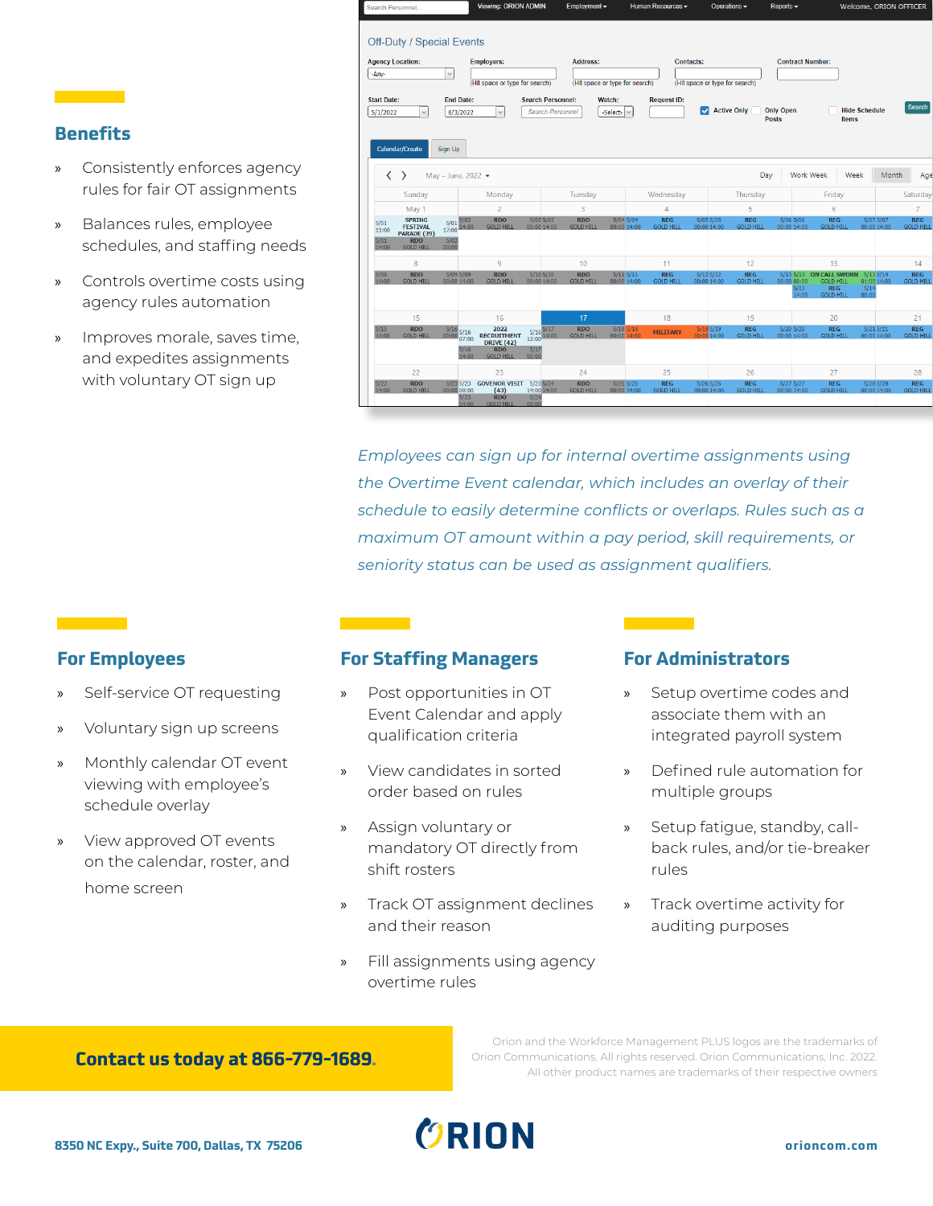## Benefits

- Consistently enforces agency rules for fair OT assignments
- Balances rules, employee schedules, and staffing needs
- Controls overtime costs using agency rules automation
- Improves morale, saves time, and expedites assignments with voluntary OT sign up

*Employees can sign up for internal overtime assignments using the Overtime Event calendar, which includes an overlay of their schedule to easily determine conflicts or overlaps. Rules such as a maximum OT amount within a pay period, skill requirements, or seniority status can be used as assignment qualifiers.*

## For Employees

- Self-service OT requesting
- Voluntary sign up screens
- Monthly calendar OT event viewing with employee's schedule overlay
- View approved OT events on the calendar, roster, and home screen

## For Staffing Managers

- Post opportunities in OT Event Calendar and apply qualification criteria
- View candidates in sorted order based on rules
- Assign voluntary or mandatory OT directly from shift rosters
- Track OT assignment declines and their reason
- Fill assignments using agency overtime rules

## For Administrators

- Setup overtime codes and associate them with an integrated payroll system
- Defined rule automation for multiple groups
- Setup fatigue, standby, call-back rules, and/or tie-breaker rules
- Track overtime activity for auditing purposes

**Contact us today at 866-779-1689.**

Orion and the Workforce Management PLUS logos are the trademarks of Orion Communications. All rights reserved. Orion Communications, Inc. 2022. All other product names are trademarks of their respective owners

**8350 NC Expy., Suite 700, Dallas, TX 75206**

ORION

**orioncom.com**